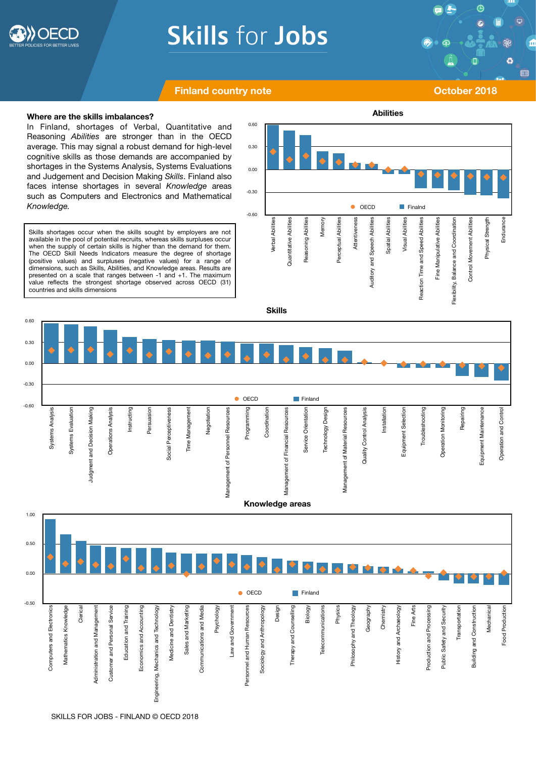# Skills for Jobs

**Finland country note** — **October 2018**

### Where are the skills imbalances?

In Finland, shortages of Verbal, Quantitative and Reasoning *Abilities* are stronger than in the OECD average. This may signal a robust demand for high-level cognitive skills as those demands are accompanied by shortages in the Systems Analysis, Systems Evaluations and Judgement and Decision Making *Skills*. Finland also faces intense shortages in several *Knowledge* areas such as Computers and Electronics and Mathematical *Knowledge.*

> Skills shortages occur when the skills sought by employers are not available in the pool of potential recruits, whereas skills surpluses occur when the supply of certain skills is higher than the demand for them. The OECD Skill Needs Indicators measure the degree of shortage (positive values) and surpluses (negative values) for a range of dimensions, such as Skills, Abilities, and Knowledge areas. Results are presented on a scale that ranges between -1 and +1. The maximum value reflects the strongest shortage observed across OECD (31) countries and skills dimensions

**Abilities**

Legend: OECD, Finalnd

Categories: Verbal Abilities, Quantitative Abilities, Reasoning Abilities, Memory, Perceptual Abilities, Attentiveness, Auditory and Speech Abilities, Spatial Abilities, Visual Abilities, Reaction Time and Speed Abilities, Fine Manipulative Abilities, Flexibility, Balance and Coordination, Control Movement Abilities, Physical Strength, Endurance

**Skills**

Legend: OECD, Finland

Categories: Systems Analysis, Systems Evaluation, Judgment and Decision Making, Operations Analysis, Instructing, Persuasion, Social Perceptiveness, Time Management, Negotiation, Management of Personnel Resources, Programming, Coordination, Management of Financial Resources, Service Orientation, Technology Design, Management of Material Resources, Quality Control Analysis, Installation, Equipment Selection, Troubleshooting, Operation Monitoring, Repairing, Equipment Maintenance, Operation and Control

**Knowledge areas**

Legend: OECD, Finland

Categories: Computers and Electronics, Mathematics Knowledge, Clerical, Administration and Management, Customer and Personal Service, Education and Training, Economics and Accounting, Engineering, Mechanics and Technology, Medicine and Dentistry, Sales and Marketing, Communications and Media, Psychology, Law and Government, Personnel and Human Resources, Sociology and Anthropology, Design, Therapy and Counselling, Biology, Telecommunications, Physics, Philosophy and Theology, Geography, Chemistry, History and Archaeology, Fine Arts, Production and Processing, Public Safety and Security, Transportation, Building and Construction, Mechanical, Food Production

SKILLS FOR JOBS - FINLAND © OECD 2018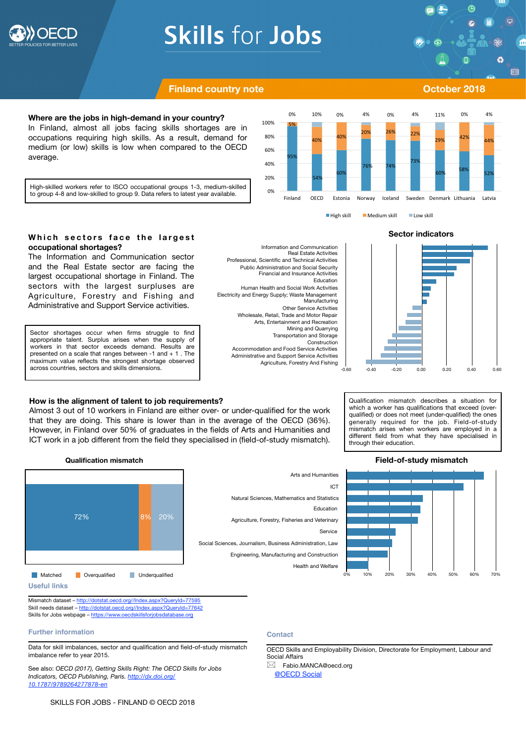# Skills for Jobs

## Finland country note

October 2018

**Where are the jobs in high-demand in your country?**

In Finland, almost all jobs facing skills shortages are in occupations requiring high skills. As a result, demand for medium (or low) skills is low when compared to the OECD average.

High-skilled workers refer to ISCO occupational groups 1-3, medium-skilled to group 4-8 and low-skilled to group 9. Data refers to latest year available.

0% 10% 0% 4% 0% 4% 11% 0% 4%

100%
80%
60%
40%
20%
0%

5% 40% 40% 20% 26% 22% 29% 42% 44%

95% 54% 60% 76% 74% 73% 60% 58% 52%

Finland OECD Estonia Norway Iceland Sweden Denmark Lithuania Latvia

High skill Medium skill Low skill

**Which sectors face the largest occupational shortages?**

The Information and Communication sector and the Real Estate sector are facing the largest occupational shortage in Finland. The sectors with the largest surpluses are Agriculture, Forestry and Fishing and Administrative and Support Service activities.

Sector shortages occur when firms struggle to find appropriate talent. Surplus arises when the supply of workers in that sector exceeds demand. Results are presented on a scale that ranges between -1 and + 1 . The maximum value reflects the strongest shortage observed across countries, sectors and skills dimensions.

**Sector indicators**

Information and Communication
Real Estate Activities
Professional, Scientific and Technical Activities
Public Administration and Social Security
Financial and Insurance Activities
Education
Human Health and Social Work Activities
Electricity and Energy Supply; Waste Management
Manufacturing
Other Service Activities
Wholesale, Retail, Trade and Motor Repair
Arts, Entertainment and Recreation
Mining and Quarrying
Transportation and Storage
Construction
Accommodation and Food Service Activities
Administrative and Support Service Activities
Agriculture, Forestry And Fishing

-0.60 -0.40 -0.20 0.00 0.20 0.40 0.60

**How is the alignment of talent to job requirements?**

Almost 3 out of 10 workers in Finland are either over- or under-qualified for the work that they are doing. This share is lower than in the average of the OECD (36%). However, in Finland over 50% of graduates in the fields of Arts and Humanities and ICT work in a job different from the field they specialised in (field-of-study mismatch).

Qualification mismatch describes a situation for which a worker has qualifications that exceed (over-qualified) or does not meet (under-qualified) the ones generally required for the job. Field-of-study mismatch arises when workers are employed in a different field from what they have specialised in through their education.

**Qualification mismatch**

72% 8% 20%

Matched Overqualified Underqualified

**Field-of-study mismatch**

Arts and Humanities
ICT
Natural Sciences, Mathematics and Statistics
Education
Agriculture, Forestry, Fisheries and Veterinary
Service
Social Sciences, Journalism, Business Administration, Law
Engineering, Manufacturing and Construction
Health and Welfare

0% 10% 20% 30% 40% 50% 60% 70%

### Useful links

Mismatch dataset – http://dotstat.oecd.org//Index.aspx?QueryId=77595
Skill needs dataset – http://dotstat.oecd.org//Index.aspx?QueryId=77642
Skills for Jobs webpage – https://www.oecdskillsforjobsdatabase.org

### Further information

Data for skill imbalances, sector and qualification and field-of-study mismatch imbalance refer to year 2015.

See also: *OECD (2017), Getting Skills Right: The OECD Skills for Jobs Indicators, OECD Publishing, Paris. http://dx.doi.org/10.1787/9789264277878-en*

### Contact

OECD Skills and Employability Division, Directorate for Employment, Labour and Social Affairs

Fabio.MANCA@oecd.org
@OECD Social

SKILLS FOR JOBS - FINLAND © OECD 2018